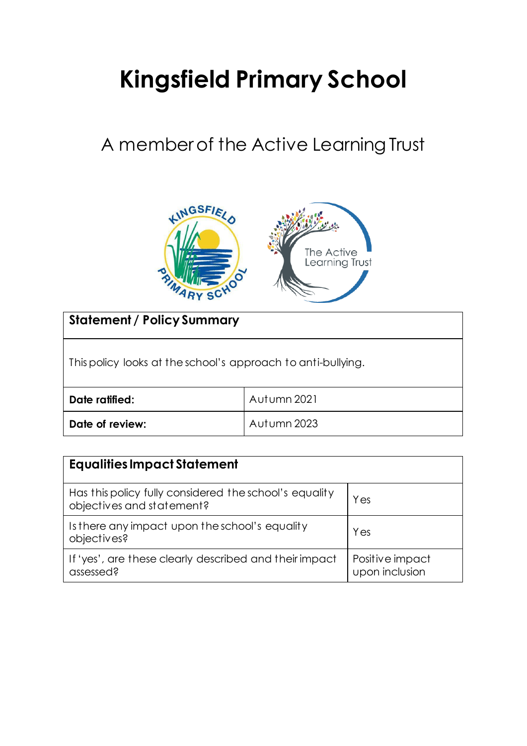# Kingsfield Primary School

## A member of the Active Learning Trust

| **Statement / Policy Summary** | |
|---|---|
| This policy looks at the school's approach to anti-bullying. | |
| **Date ratified:** | Autumn 2021 |
| **Date of review:** | Autumn 2023 |

| **Equalities Impact Statement** | |
|---|---|
| Has this policy fully considered the school's equality objectives and statement? | Yes |
| Is there any impact upon the school's equality objectives? | Yes |
| If 'yes', are these clearly described and their impact assessed? | Positive impact upon inclusion |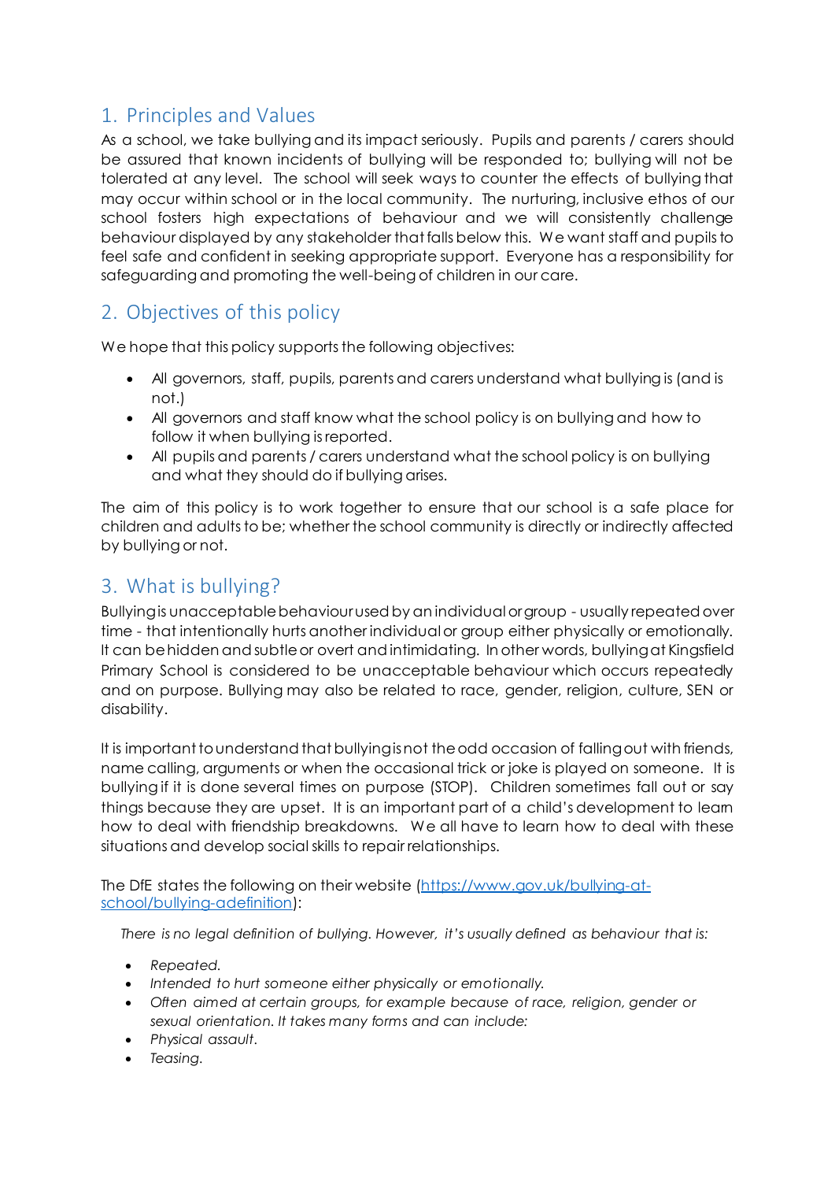## 1. Principles and Values

As a school, we take bullying and its impact seriously. Pupils and parents / carers should be assured that known incidents of bullying will be responded to; bullying will not be tolerated at any level. The school will seek ways to counter the effects of bullying that may occur within school or in the local community. The nurturing, inclusive ethos of our school fosters high expectations of behaviour and we will consistently challenge behaviour displayed by any stakeholder that falls below this. We want staff and pupils to feel safe and confident in seeking appropriate support. Everyone has a responsibility for safeguarding and promoting the well-being of children in our care.

## 2. Objectives of this policy

We hope that this policy supports the following objectives:

- All governors, staff, pupils, parents and carers understand what bullying is (and is not.)
- All governors and staff know what the school policy is on bullying and how to follow it when bullying is reported.
- All pupils and parents / carers understand what the school policy is on bullying and what they should do if bullying arises.

The aim of this policy is to work together to ensure that our school is a safe place for children and adults to be; whether the school community is directly or indirectly affected by bullying or not.

## 3. What is bullying?

Bullying is unacceptable behaviour used by an individual or group - usually repeated over time - that intentionally hurts another individual or group either physically or emotionally. It can be hidden and subtle or overt and intimidating. In other words, bullying at Kingsfield Primary School is considered to be unacceptable behaviour which occurs repeatedly and on purpose. Bullying may also be related to race, gender, religion, culture, SEN or disability.

It is important to understand that bullying is not the odd occasion of falling out with friends, name calling, arguments or when the occasional trick or joke is played on someone. It is bullying if it is done several times on purpose (STOP). Children sometimes fall out or say things because they are upset. It is an important part of a child's development to learn how to deal with friendship breakdowns. We all have to learn how to deal with these situations and develop social skills to repair relationships.

The DfE states the following on their website (https://www.gov.uk/bullying-at-school/bullying-adefinition):

*There is no legal definition of bullying. However, it's usually defined as behaviour that is:*

- *Repeated.*
- *Intended to hurt someone either physically or emotionally.*
- *Often aimed at certain groups, for example because of race, religion, gender or sexual orientation. It takes many forms and can include:*
- *Physical assault.*
- *Teasing.*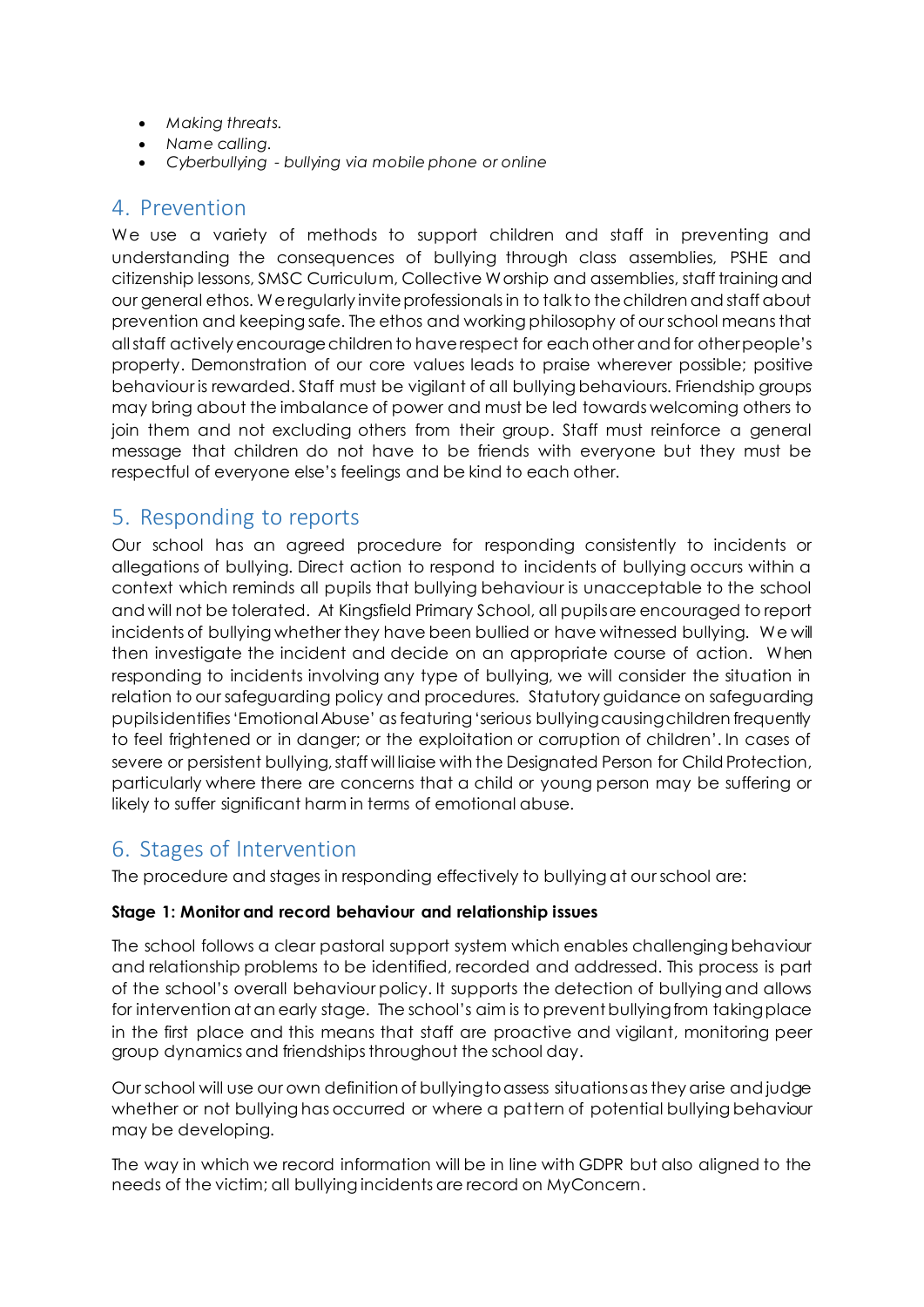- *Making threats.*
- *Name calling.*
- *Cyberbullying - bullying via mobile phone or online*

## 4. Prevention

We use a variety of methods to support children and staff in preventing and understanding the consequences of bullying through class assemblies, PSHE and citizenship lessons, SMSC Curriculum, Collective Worship and assemblies, staff training and our general ethos. We regularly invite professionals in to talk to the children and staff about prevention and keeping safe. The ethos and working philosophy of our school means that all staff actively encourage children to have respect for each other and for other people's property. Demonstration of our core values leads to praise wherever possible; positive behaviour is rewarded. Staff must be vigilant of all bullying behaviours. Friendship groups may bring about the imbalance of power and must be led towards welcoming others to join them and not excluding others from their group. Staff must reinforce a general message that children do not have to be friends with everyone but they must be respectful of everyone else's feelings and be kind to each other.

## 5. Responding to reports

Our school has an agreed procedure for responding consistently to incidents or allegations of bullying. Direct action to respond to incidents of bullying occurs within a context which reminds all pupils that bullying behaviour is unacceptable to the school and will not be tolerated. At Kingsfield Primary School, all pupils are encouraged to report incidents of bullying whether they have been bullied or have witnessed bullying. We will then investigate the incident and decide on an appropriate course of action. When responding to incidents involving any type of bullying, we will consider the situation in relation to our safeguarding policy and procedures. Statutory guidance on safeguarding pupils identifies 'Emotional Abuse' as featuring 'serious bullying causing children frequently to feel frightened or in danger; or the exploitation or corruption of children'. In cases of severe or persistent bullying, staff will liaise with the Designated Person for Child Protection, particularly where there are concerns that a child or young person may be suffering or likely to suffer significant harm in terms of emotional abuse.

## 6. Stages of Intervention

The procedure and stages in responding effectively to bullying at our school are:

**Stage 1: Monitor and record behaviour and relationship issues**

The school follows a clear pastoral support system which enables challenging behaviour and relationship problems to be identified, recorded and addressed. This process is part of the school's overall behaviour policy. It supports the detection of bullying and allows for intervention at an early stage. The school's aim is to prevent bullying from taking place in the first place and this means that staff are proactive and vigilant, monitoring peer group dynamics and friendships throughout the school day.

Our school will use our own definition of bullying to assess situations as they arise and judge whether or not bullying has occurred or where a pattern of potential bullying behaviour may be developing.

The way in which we record information will be in line with GDPR but also aligned to the needs of the victim; all bullying incidents are record on MyConcern.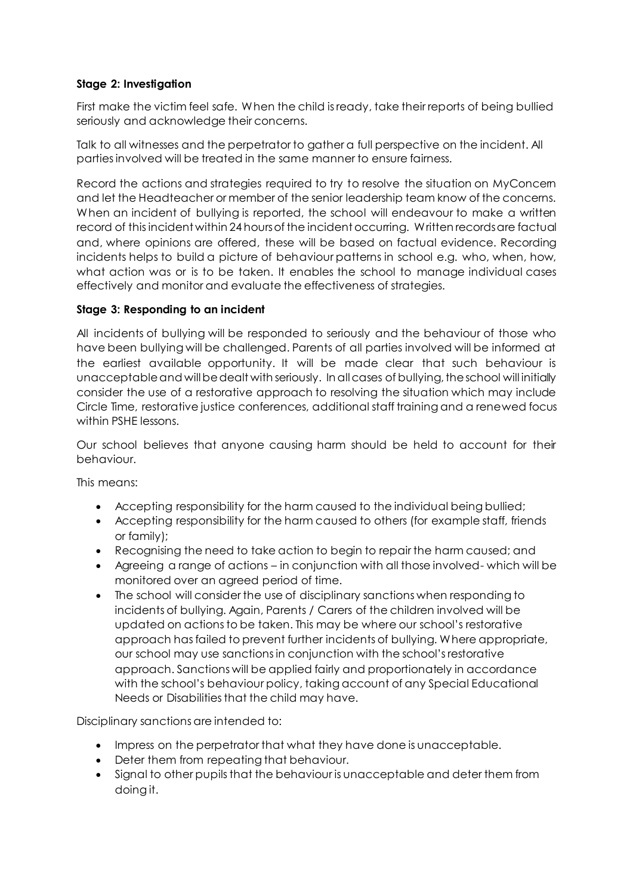**Stage 2: Investigation**

First make the victim feel safe. When the child is ready, take their reports of being bullied seriously and acknowledge their concerns.

Talk to all witnesses and the perpetrator to gather a full perspective on the incident. All parties involved will be treated in the same manner to ensure fairness.

Record the actions and strategies required to try to resolve the situation on MyConcern and let the Headteacher or member of the senior leadership team know of the concerns. When an incident of bullying is reported, the school will endeavour to make a written record of this incident within 24 hours of the incident occurring. Written records are factual and, where opinions are offered, these will be based on factual evidence. Recording incidents helps to build a picture of behaviour patterns in school e.g. who, when, how, what action was or is to be taken. It enables the school to manage individual cases effectively and monitor and evaluate the effectiveness of strategies.

**Stage 3: Responding to an incident**

All incidents of bullying will be responded to seriously and the behaviour of those who have been bullying will be challenged. Parents of all parties involved will be informed at the earliest available opportunity. It will be made clear that such behaviour is unacceptable and will be dealt with seriously. In all cases of bullying, the school will initially consider the use of a restorative approach to resolving the situation which may include Circle Time, restorative justice conferences, additional staff training and a renewed focus within PSHE lessons.

Our school believes that anyone causing harm should be held to account for their behaviour.

This means:

- Accepting responsibility for the harm caused to the individual being bullied;
- Accepting responsibility for the harm caused to others (for example staff, friends or family);
- Recognising the need to take action to begin to repair the harm caused; and
- Agreeing a range of actions – in conjunction with all those involved- which will be monitored over an agreed period of time.
- The school will consider the use of disciplinary sanctions when responding to incidents of bullying. Again, Parents / Carers of the children involved will be updated on actions to be taken. This may be where our school's restorative approach has failed to prevent further incidents of bullying. Where appropriate, our school may use sanctions in conjunction with the school's restorative approach. Sanctions will be applied fairly and proportionately in accordance with the school's behaviour policy, taking account of any Special Educational Needs or Disabilities that the child may have.

Disciplinary sanctions are intended to:

- Impress on the perpetrator that what they have done is unacceptable.
- Deter them from repeating that behaviour.
- Signal to other pupils that the behaviour is unacceptable and deter them from doing it.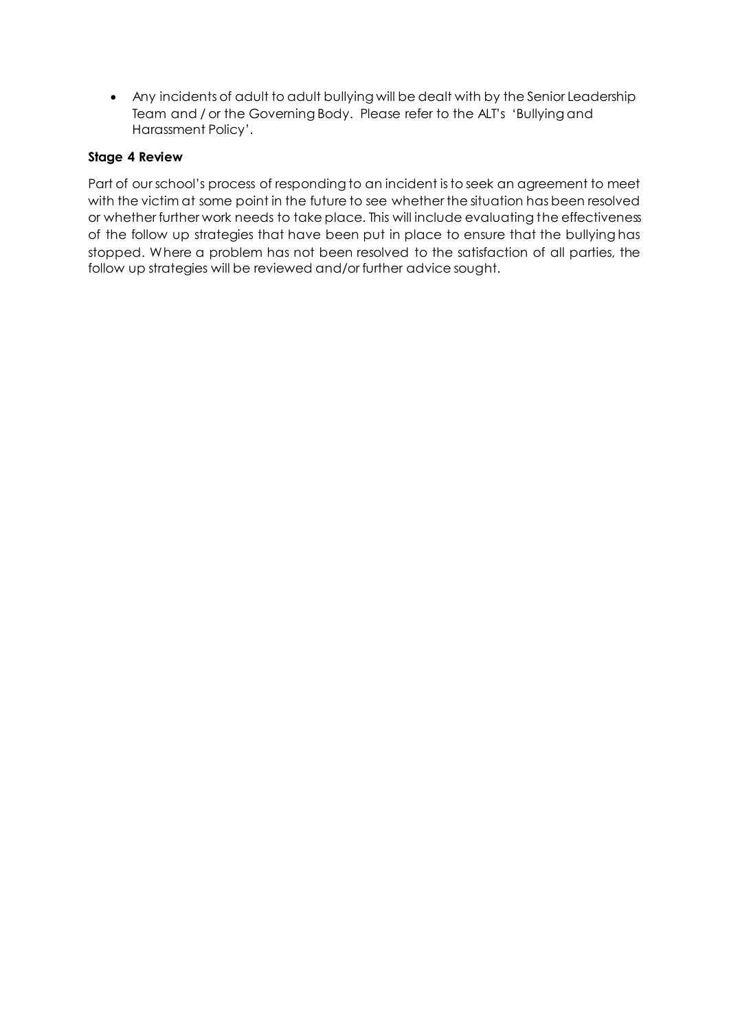- Any incidents of adult to adult bullying will be dealt with by the Senior Leadership Team and / or the Governing Body. Please refer to the ALT's 'Bullying and Harassment Policy'.

**Stage 4 Review**

Part of our school's process of responding to an incident is to seek an agreement to meet with the victim at some point in the future to see whether the situation has been resolved or whether further work needs to take place. This will include evaluating the effectiveness of the follow up strategies that have been put in place to ensure that the bullying has stopped. Where a problem has not been resolved to the satisfaction of all parties, the follow up strategies will be reviewed and/or further advice sought.